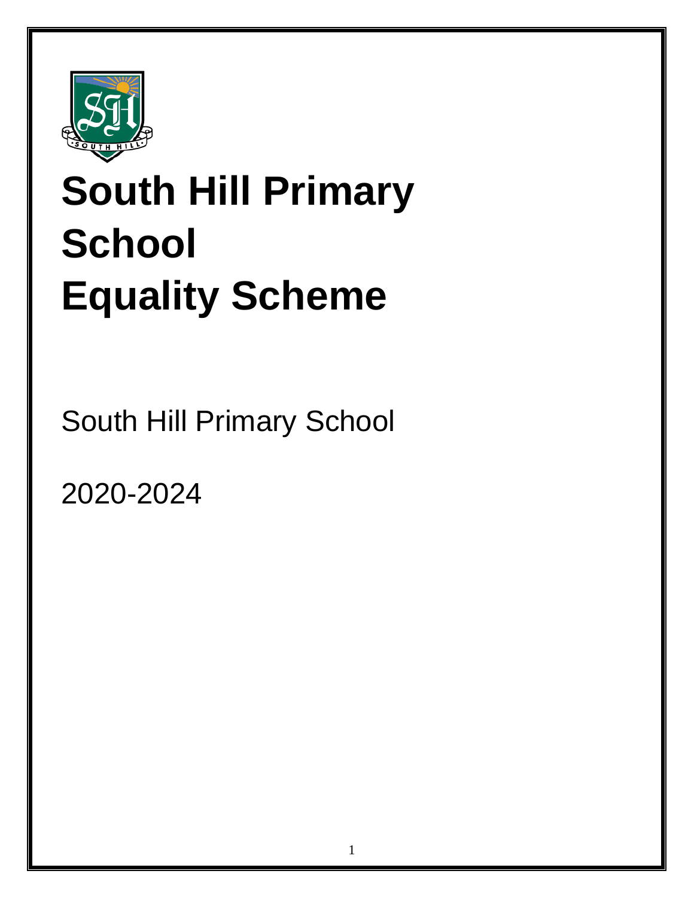# South Hill Primary School Equality Scheme

South Hill Primary School

2020-2024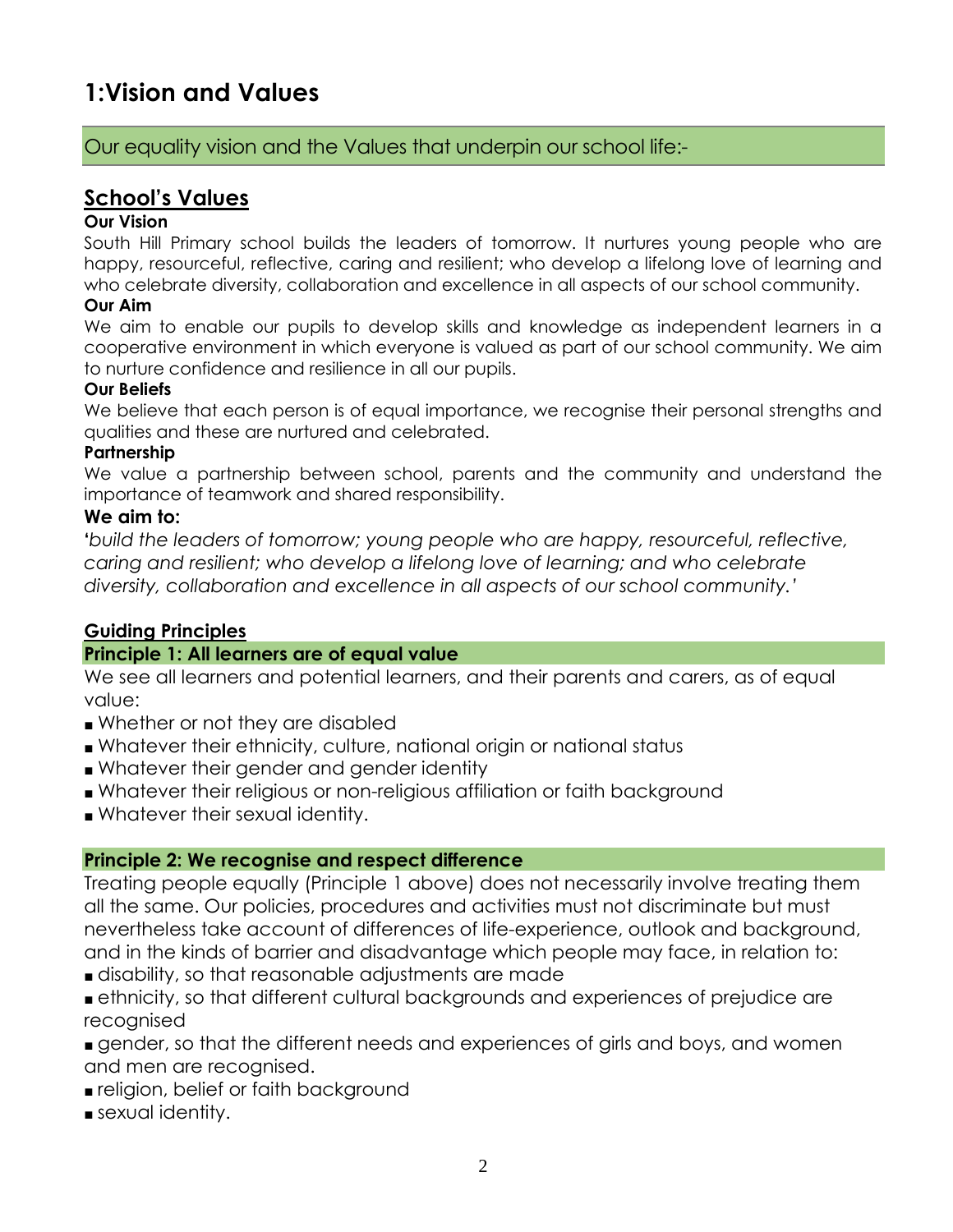# 1:Vision and Values

Our equality vision and the Values that underpin our school life:-

## School's Values

**Our Vision**

South Hill Primary school builds the leaders of tomorrow. It nurtures young people who are happy, resourceful, reflective, caring and resilient; who develop a lifelong love of learning and who celebrate diversity, collaboration and excellence in all aspects of our school community.

**Our Aim**

We aim to enable our pupils to develop skills and knowledge as independent learners in a cooperative environment in which everyone is valued as part of our school community. We aim to nurture confidence and resilience in all our pupils.

**Our Beliefs**

We believe that each person is of equal importance, we recognise their personal strengths and qualities and these are nurtured and celebrated.

**Partnership**

We value a partnership between school, parents and the community and understand the importance of teamwork and shared responsibility.

**We aim to:**

**'***build the leaders of tomorrow; young people who are happy, resourceful, reflective, caring and resilient; who develop a lifelong love of learning; and who celebrate diversity, collaboration and excellence in all aspects of our school community.'*

### Guiding Principles

**Principle 1: All learners are of equal value**

We see all learners and potential learners, and their parents and carers, as of equal value:

- Whether or not they are disabled
- Whatever their ethnicity, culture, national origin or national status
- Whatever their gender and gender identity
- Whatever their religious or non-religious affiliation or faith background
- Whatever their sexual identity.

**Principle 2: We recognise and respect difference**

Treating people equally (Principle 1 above) does not necessarily involve treating them all the same. Our policies, procedures and activities must not discriminate but must nevertheless take account of differences of life-experience, outlook and background, and in the kinds of barrier and disadvantage which people may face, in relation to:

- disability, so that reasonable adjustments are made
- ethnicity, so that different cultural backgrounds and experiences of prejudice are recognised
- gender, so that the different needs and experiences of girls and boys, and women and men are recognised.
- religion, belief or faith background
- sexual identity.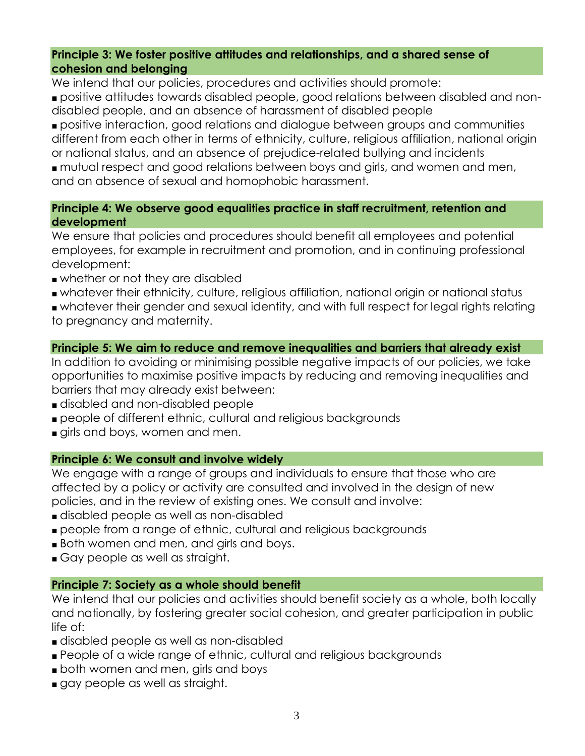**Principle 3: We foster positive attitudes and relationships, and a shared sense of cohesion and belonging**

We intend that our policies, procedures and activities should promote:

- positive attitudes towards disabled people, good relations between disabled and non-disabled people, and an absence of harassment of disabled people
- positive interaction, good relations and dialogue between groups and communities different from each other in terms of ethnicity, culture, religious affiliation, national origin or national status, and an absence of prejudice-related bullying and incidents
- mutual respect and good relations between boys and girls, and women and men, and an absence of sexual and homophobic harassment.

**Principle 4: We observe good equalities practice in staff recruitment, retention and development**

We ensure that policies and procedures should benefit all employees and potential employees, for example in recruitment and promotion, and in continuing professional development:

- whether or not they are disabled
- whatever their ethnicity, culture, religious affiliation, national origin or national status
- whatever their gender and sexual identity, and with full respect for legal rights relating to pregnancy and maternity.

**Principle 5: We aim to reduce and remove inequalities and barriers that already exist**

In addition to avoiding or minimising possible negative impacts of our policies, we take opportunities to maximise positive impacts by reducing and removing inequalities and barriers that may already exist between:

- disabled and non-disabled people
- people of different ethnic, cultural and religious backgrounds
- girls and boys, women and men.

**Principle 6: We consult and involve widely**

We engage with a range of groups and individuals to ensure that those who are affected by a policy or activity are consulted and involved in the design of new policies, and in the review of existing ones. We consult and involve:

- disabled people as well as non-disabled
- people from a range of ethnic, cultural and religious backgrounds
- Both women and men, and girls and boys.
- Gay people as well as straight.

**Principle 7: Society as a whole should benefit**

We intend that our policies and activities should benefit society as a whole, both locally and nationally, by fostering greater social cohesion, and greater participation in public life of:

- disabled people as well as non-disabled
- People of a wide range of ethnic, cultural and religious backgrounds
- both women and men, girls and boys
- gay people as well as straight.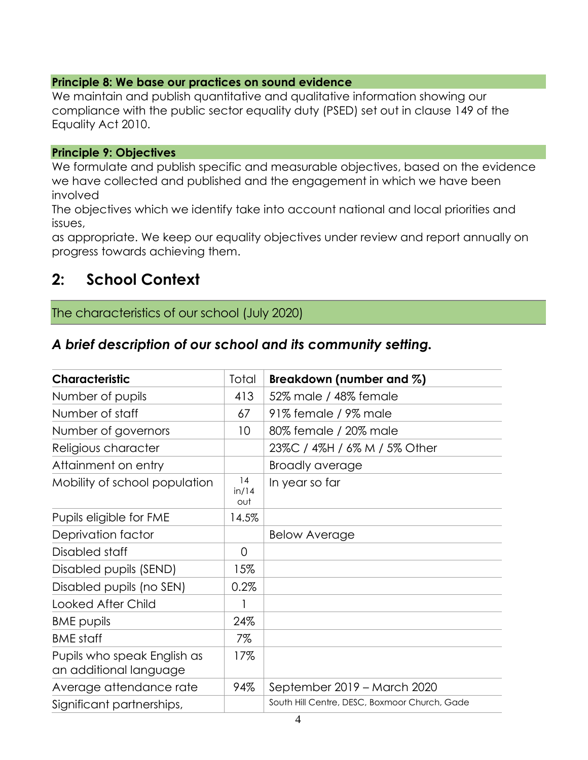**Principle 8: We base our practices on sound evidence**

We maintain and publish quantitative and qualitative information showing our compliance with the public sector equality duty (PSED) set out in clause 149 of the Equality Act 2010.

**Principle 9: Objectives**

We formulate and publish specific and measurable objectives, based on the evidence we have collected and published and the engagement in which we have been involved

The objectives which we identify take into account national and local priorities and issues,

as appropriate. We keep our equality objectives under review and report annually on progress towards achieving them.

## 2: School Context

The characteristics of our school (July 2020)

### *A brief description of our school and its community setting.*

| **Characteristic** | Total | **Breakdown (number and %)** |
|---|---|---|
| Number of pupils | 413 | 52% male / 48% female |
| Number of staff | 67 | 91% female / 9% male |
| Number of governors | 10 | 80% female / 20% male |
| Religious character | | 23%C / 4%H / 6% M / 5% Other |
| Attainment on entry | | Broadly average |
| Mobility of school population | 14 in/14 out | In year so far |
| Pupils eligible for FME | 14.5% | |
| Deprivation factor | | Below Average |
| Disabled staff | 0 | |
| Disabled pupils (SEND) | 15% | |
| Disabled pupils (no SEN) | 0.2% | |
| Looked After Child | 1 | |
| BME pupils | 24% | |
| BME staff | 7% | |
| Pupils who speak English as an additional language | 17% | |
| Average attendance rate | 94% | September 2019 – March 2020 |
| Significant partnerships, | | South Hill Centre, DESC, Boxmoor Church, Gade |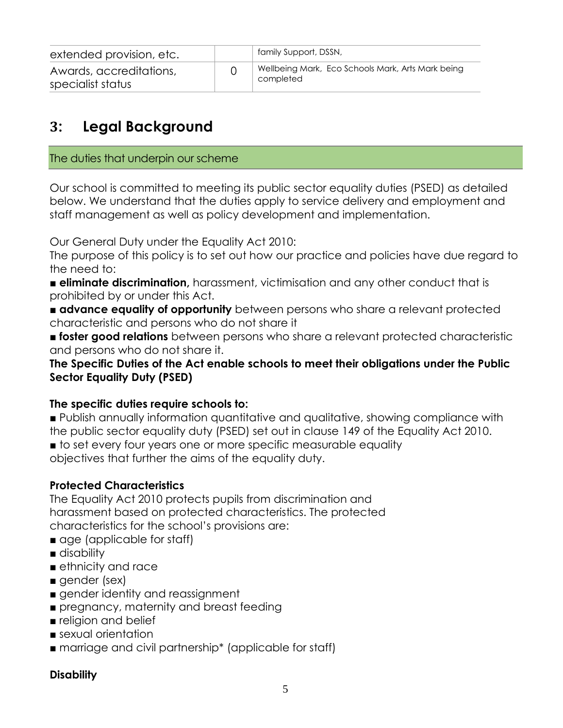| extended provision, etc. | | family Support, DSSN, |
|---|---|---|
| Awards, accreditations, specialist status | 0 | Wellbeing Mark, Eco Schools Mark, Arts Mark being completed |

## 3: Legal Background

### The duties that underpin our scheme

Our school is committed to meeting its public sector equality duties (PSED) as detailed below. We understand that the duties apply to service delivery and employment and staff management as well as policy development and implementation.

Our General Duty under the Equality Act 2010:
The purpose of this policy is to set out how our practice and policies have due regard to the need to:

- **eliminate discrimination,** harassment, victimisation and any other conduct that is prohibited by or under this Act.
- **advance equality of opportunity** between persons who share a relevant protected characteristic and persons who do not share it
- **foster good relations** between persons who share a relevant protected characteristic and persons who do not share it.

**The Specific Duties of the Act enable schools to meet their obligations under the Public Sector Equality Duty (PSED)**

**The specific duties require schools to:**

- Publish annually information quantitative and qualitative, showing compliance with the public sector equality duty (PSED) set out in clause 149 of the Equality Act 2010.
- to set every four years one or more specific measurable equality objectives that further the aims of the equality duty.

**Protected Characteristics**

The Equality Act 2010 protects pupils from discrimination and harassment based on protected characteristics. The protected characteristics for the school's provisions are:

- age (applicable for staff)
- disability
- ethnicity and race
- gender (sex)
- gender identity and reassignment
- pregnancy, maternity and breast feeding
- religion and belief
- sexual orientation
- marriage and civil partnership* (applicable for staff)

**Disability**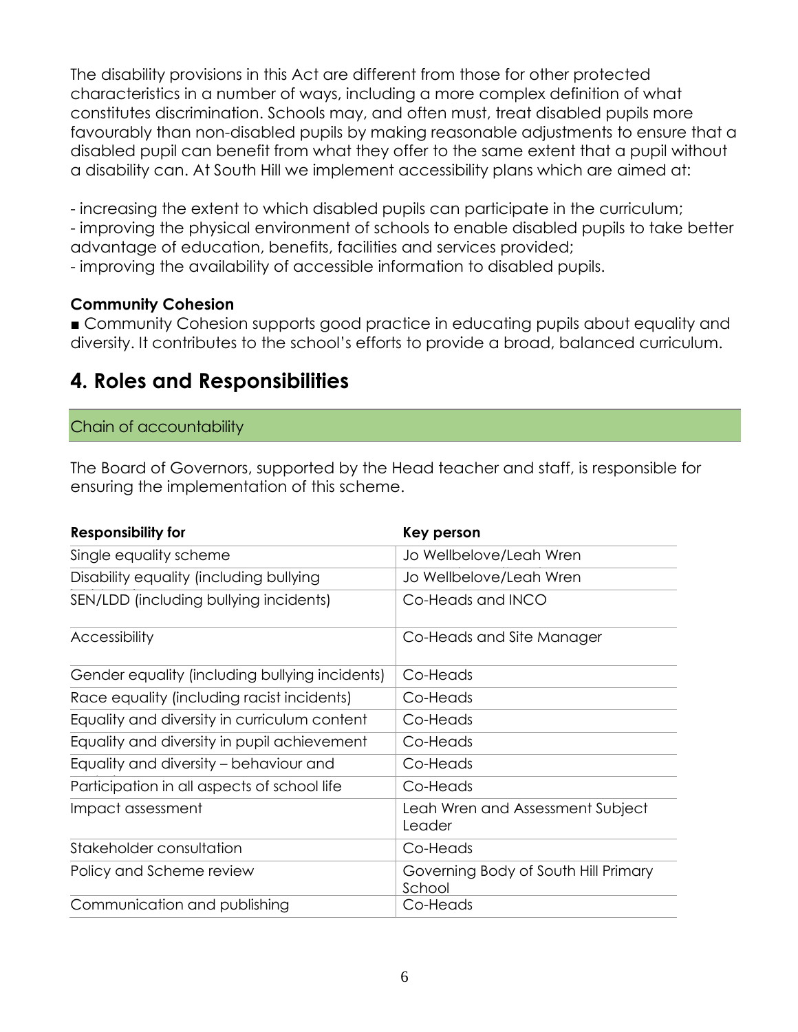The disability provisions in this Act are different from those for other protected characteristics in a number of ways, including a more complex definition of what constitutes discrimination. Schools may, and often must, treat disabled pupils more favourably than non-disabled pupils by making reasonable adjustments to ensure that a disabled pupil can benefit from what they offer to the same extent that a pupil without a disability can. At South Hill we implement accessibility plans which are aimed at:

- increasing the extent to which disabled pupils can participate in the curriculum;
- improving the physical environment of schools to enable disabled pupils to take better advantage of education, benefits, facilities and services provided;
- improving the availability of accessible information to disabled pupils.

**Community Cohesion**

■ Community Cohesion supports good practice in educating pupils about equality and diversity. It contributes to the school's efforts to provide a broad, balanced curriculum.

## 4. Roles and Responsibilities

### Chain of accountability

The Board of Governors, supported by the Head teacher and staff, is responsible for ensuring the implementation of this scheme.

| Responsibility for | Key person |
|---|---|
| Single equality scheme | Jo Wellbelove/Leah Wren |
| Disability equality (including bullying | Jo Wellbelove/Leah Wren |
| SEN/LDD (including bullying incidents) | Co-Heads and INCO |
| Accessibility | Co-Heads and Site Manager |
| Gender equality (including bullying incidents) | Co-Heads |
| Race equality (including racist incidents) | Co-Heads |
| Equality and diversity in curriculum content | Co-Heads |
| Equality and diversity in pupil achievement | Co-Heads |
| Equality and diversity – behaviour and | Co-Heads |
| Participation in all aspects of school life | Co-Heads |
| Impact assessment | Leah Wren and Assessment Subject Leader |
| Stakeholder consultation | Co-Heads |
| Policy and Scheme review | Governing Body of South Hill Primary School |
| Communication and publishing | Co-Heads |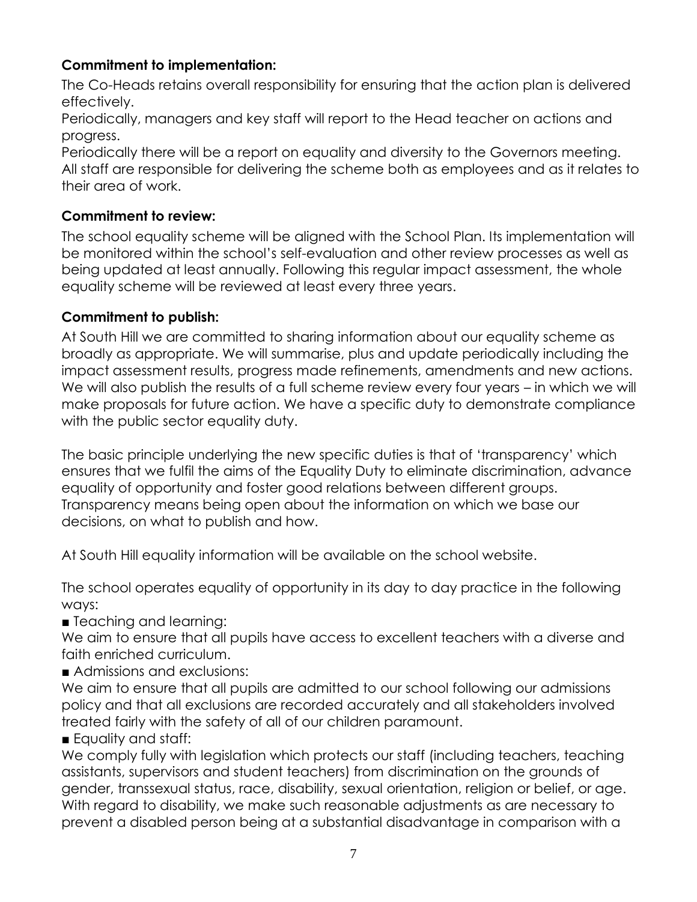**Commitment to implementation:**

The Co-Heads retains overall responsibility for ensuring that the action plan is delivered effectively.

Periodically, managers and key staff will report to the Head teacher on actions and progress.

Periodically there will be a report on equality and diversity to the Governors meeting.

All staff are responsible for delivering the scheme both as employees and as it relates to their area of work.

**Commitment to review:**

The school equality scheme will be aligned with the School Plan. Its implementation will be monitored within the school's self-evaluation and other review processes as well as being updated at least annually. Following this regular impact assessment, the whole equality scheme will be reviewed at least every three years.

**Commitment to publish:**

At South Hill we are committed to sharing information about our equality scheme as broadly as appropriate. We will summarise, plus and update periodically including the impact assessment results, progress made refinements, amendments and new actions. We will also publish the results of a full scheme review every four years – in which we will make proposals for future action. We have a specific duty to demonstrate compliance with the public sector equality duty.

The basic principle underlying the new specific duties is that of 'transparency' which ensures that we fulfil the aims of the Equality Duty to eliminate discrimination, advance equality of opportunity and foster good relations between different groups. Transparency means being open about the information on which we base our decisions, on what to publish and how.

At South Hill equality information will be available on the school website.

The school operates equality of opportunity in its day to day practice in the following ways:

- Teaching and learning:

We aim to ensure that all pupils have access to excellent teachers with a diverse and faith enriched curriculum.

- Admissions and exclusions:

We aim to ensure that all pupils are admitted to our school following our admissions policy and that all exclusions are recorded accurately and all stakeholders involved treated fairly with the safety of all of our children paramount.

- Equality and staff:

We comply fully with legislation which protects our staff (including teachers, teaching assistants, supervisors and student teachers) from discrimination on the grounds of gender, transsexual status, race, disability, sexual orientation, religion or belief, or age. With regard to disability, we make such reasonable adjustments as are necessary to prevent a disabled person being at a substantial disadvantage in comparison with a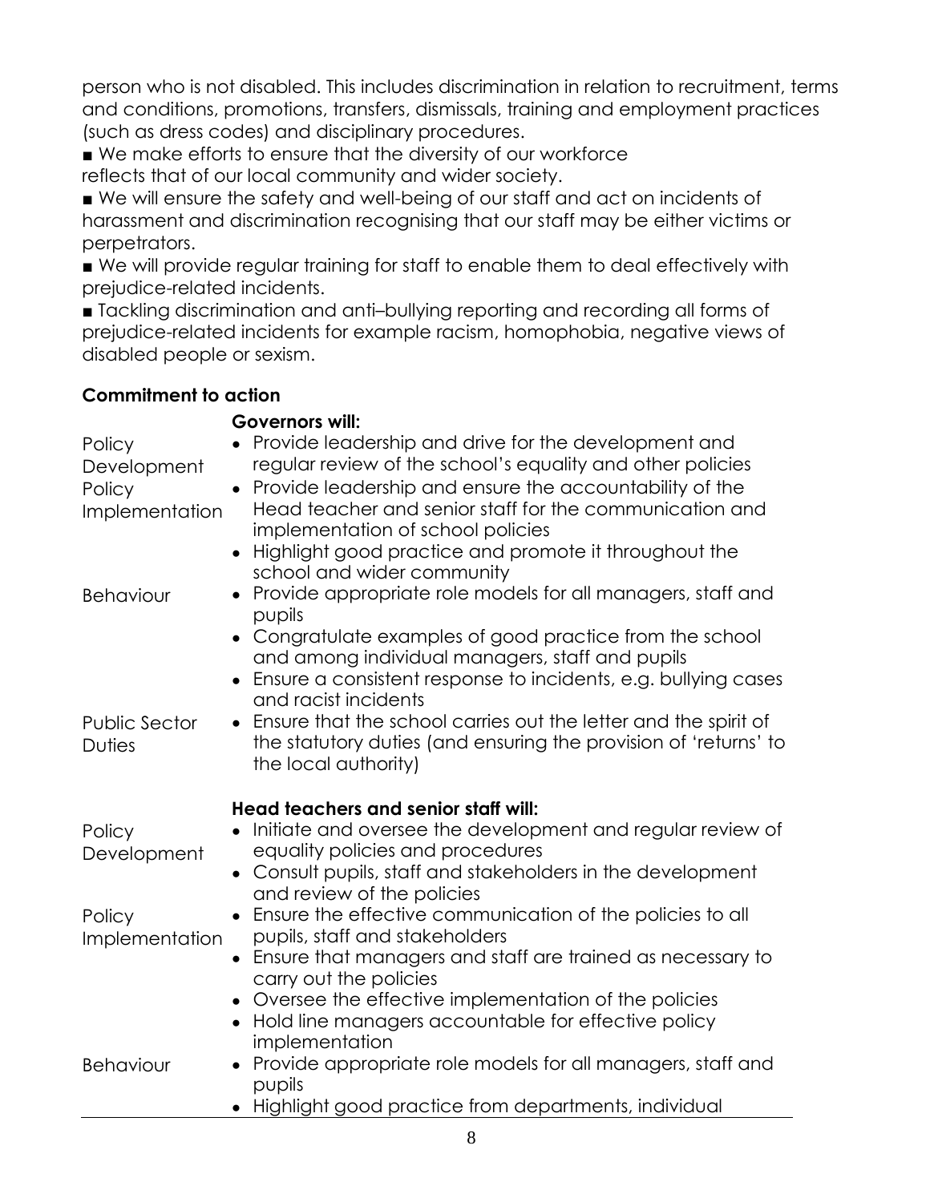person who is not disabled. This includes discrimination in relation to recruitment, terms and conditions, promotions, transfers, dismissals, training and employment practices (such as dress codes) and disciplinary procedures.

■ We make efforts to ensure that the diversity of our workforce reflects that of our local community and wider society.

■ We will ensure the safety and well-being of our staff and act on incidents of harassment and discrimination recognising that our staff may be either victims or perpetrators.

■ We will provide regular training for staff to enable them to deal effectively with prejudice-related incidents.

■ Tackling discrimination and anti–bullying reporting and recording all forms of prejudice-related incidents for example racism, homophobia, negative views of disabled people or sexism.

**Commitment to action**

| | **Governors will:** |
|---|---|
| Policy Development<br>Policy Implementation | • Provide leadership and drive for the development and regular review of the school's equality and other policies<br>• Provide leadership and ensure the accountability of the Head teacher and senior staff for the communication and implementation of school policies<br>• Highlight good practice and promote it throughout the school and wider community |
| Behaviour | • Provide appropriate role models for all managers, staff and pupils<br>• Congratulate examples of good practice from the school and among individual managers, staff and pupils<br>• Ensure a consistent response to incidents, e.g. bullying cases and racist incidents |
| Public Sector Duties | • Ensure that the school carries out the letter and the spirit of the statutory duties (and ensuring the provision of 'returns' to the local authority) |
| | **Head teachers and senior staff will:** |
| Policy Development | • Initiate and oversee the development and regular review of equality policies and procedures<br>• Consult pupils, staff and stakeholders in the development and review of the policies |
| Policy Implementation | • Ensure the effective communication of the policies to all pupils, staff and stakeholders<br>• Ensure that managers and staff are trained as necessary to carry out the policies<br>• Oversee the effective implementation of the policies<br>• Hold line managers accountable for effective policy implementation |
| Behaviour | • Provide appropriate role models for all managers, staff and pupils<br>• Highlight good practice from departments, individual |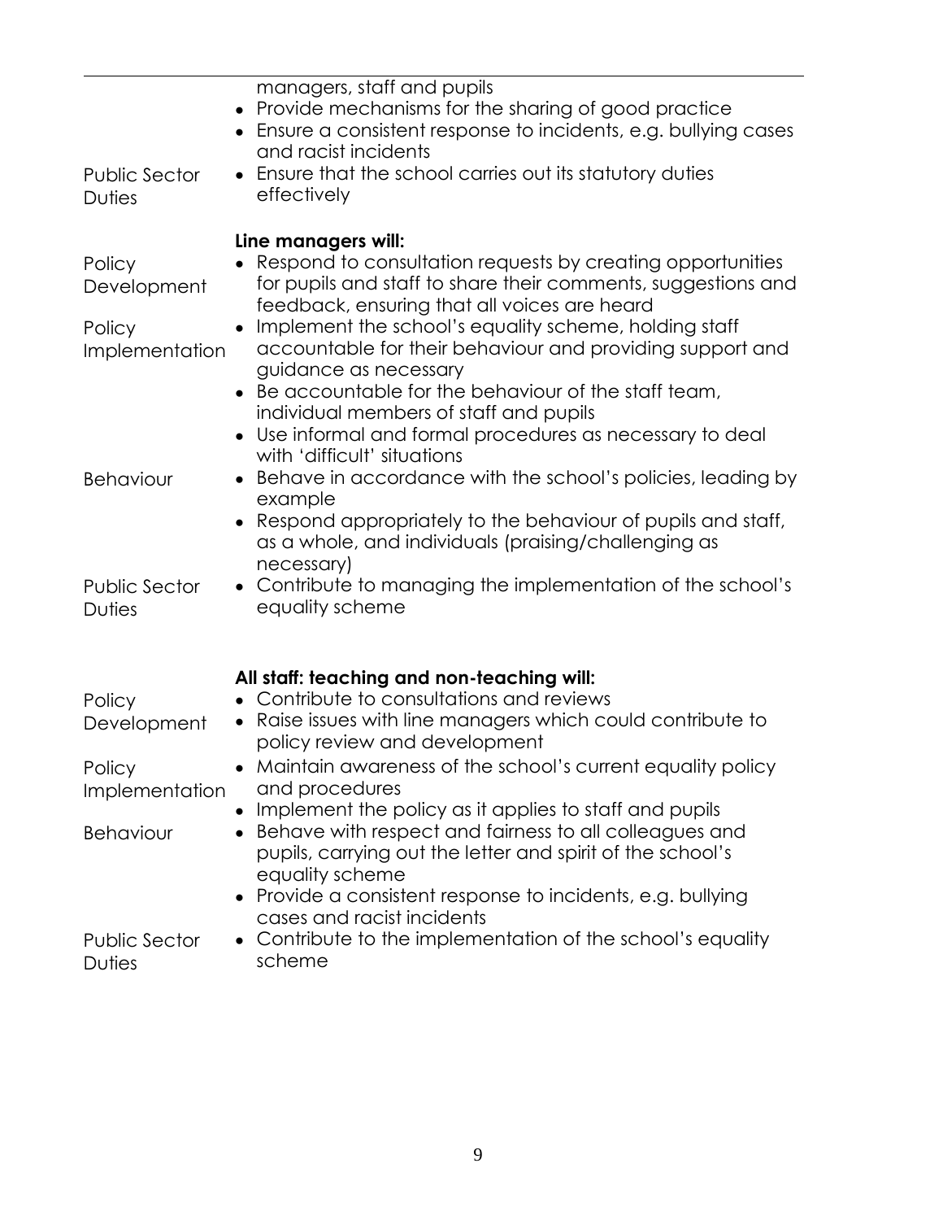| | |
|---|---|
| | managers, staff and pupils<br>• Provide mechanisms for the sharing of good practice<br>• Ensure a consistent response to incidents, e.g. bullying cases and racist incidents |
| Public Sector Duties | • Ensure that the school carries out its statutory duties effectively |
| | **Line managers will:** |
| Policy Development | • Respond to consultation requests by creating opportunities for pupils and staff to share their comments, suggestions and feedback, ensuring that all voices are heard |
| Policy Implementation | • Implement the school's equality scheme, holding staff accountable for their behaviour and providing support and guidance as necessary<br>• Be accountable for the behaviour of the staff team, individual members of staff and pupils<br>• Use informal and formal procedures as necessary to deal with 'difficult' situations |
| Behaviour | • Behave in accordance with the school's policies, leading by example<br>• Respond appropriately to the behaviour of pupils and staff, as a whole, and individuals (praising/challenging as necessary) |
| Public Sector Duties | • Contribute to managing the implementation of the school's equality scheme |
| | **All staff: teaching and non-teaching will:** |
| Policy Development | • Contribute to consultations and reviews<br>• Raise issues with line managers which could contribute to policy review and development |
| Policy Implementation | • Maintain awareness of the school's current equality policy and procedures<br>• Implement the policy as it applies to staff and pupils |
| Behaviour | • Behave with respect and fairness to all colleagues and pupils, carrying out the letter and spirit of the school's equality scheme<br>• Provide a consistent response to incidents, e.g. bullying cases and racist incidents |
| Public Sector Duties | • Contribute to the implementation of the school's equality scheme |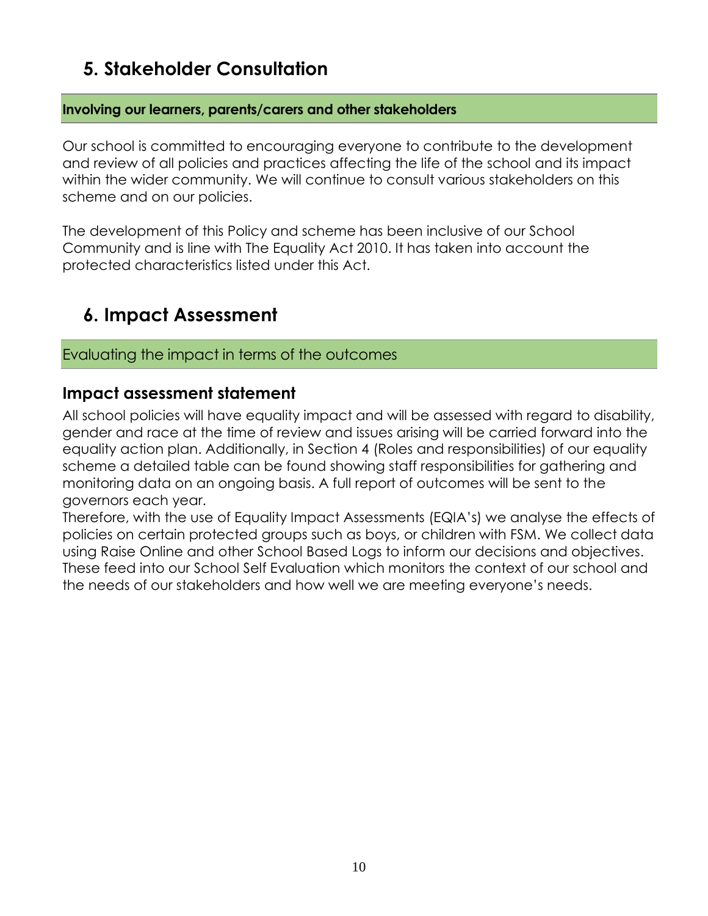## 5. Stakeholder Consultation

**Involving our learners, parents/carers and other stakeholders**

Our school is committed to encouraging everyone to contribute to the development and review of all policies and practices affecting the life of the school and its impact within the wider community. We will continue to consult various stakeholders on this scheme and on our policies.

The development of this Policy and scheme has been inclusive of our School Community and is line with The Equality Act 2010. It has taken into account the protected characteristics listed under this Act.

## 6. Impact Assessment

Evaluating the impact in terms of the outcomes

### Impact assessment statement

All school policies will have equality impact and will be assessed with regard to disability, gender and race at the time of review and issues arising will be carried forward into the equality action plan. Additionally, in Section 4 (Roles and responsibilities) of our equality scheme a detailed table can be found showing staff responsibilities for gathering and monitoring data on an ongoing basis. A full report of outcomes will be sent to the governors each year.
Therefore, with the use of Equality Impact Assessments (EQIA's) we analyse the effects of policies on certain protected groups such as boys, or children with FSM. We collect data using Raise Online and other School Based Logs to inform our decisions and objectives. These feed into our School Self Evaluation which monitors the context of our school and the needs of our stakeholders and how well we are meeting everyone's needs.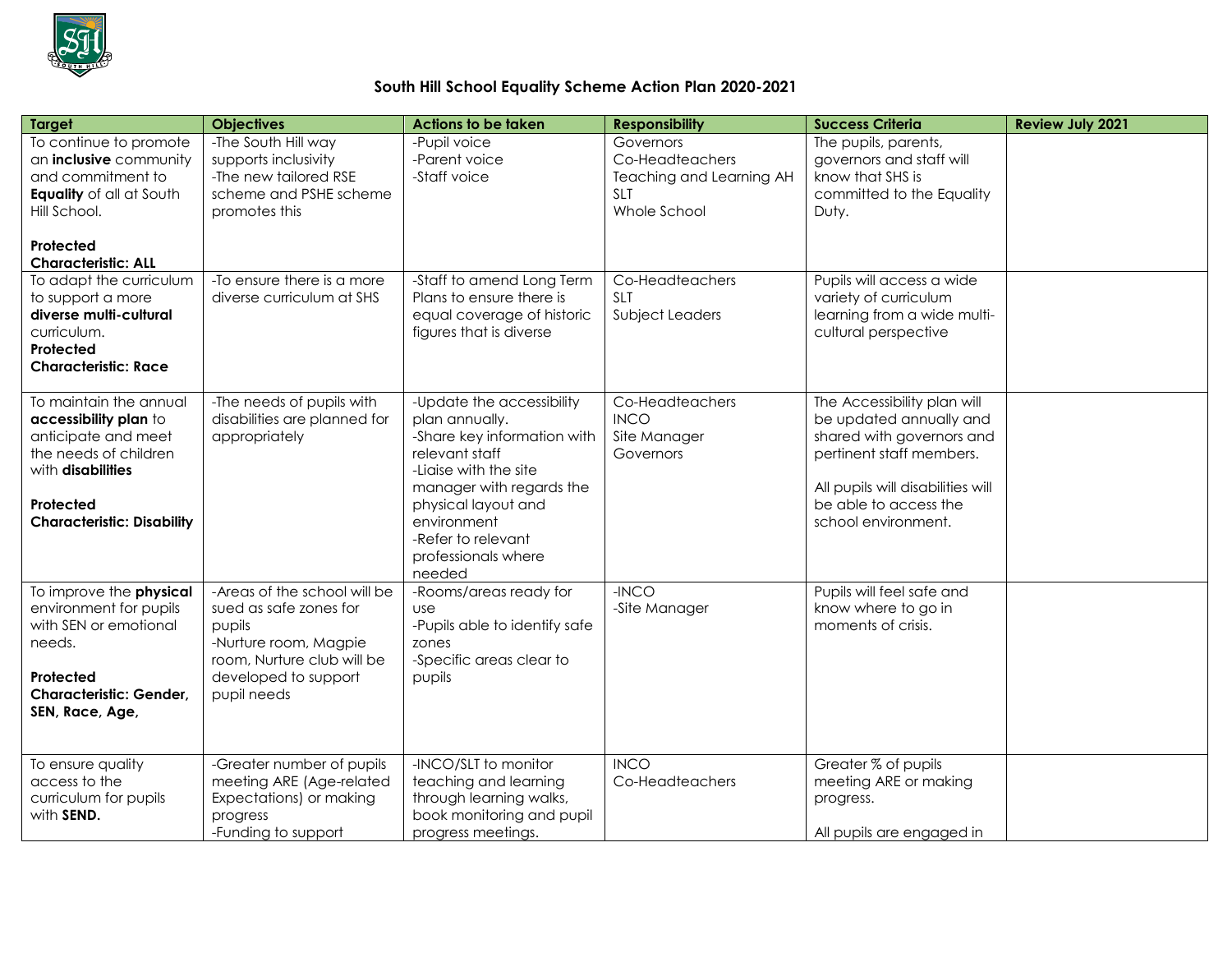## South Hill School Equality Scheme Action Plan 2020-2021

| Target | Objectives | Actions to be taken | Responsibility | Success Criteria | Review July 2021 |
|---|---|---|---|---|---|
| To continue to promote an **inclusive** community and commitment to **Equality** of all at South Hill School.<br><br>**Protected Characteristic: ALL** | -The South Hill way supports inclusivity<br>-The new tailored RSE scheme and PSHE scheme promotes this | -Pupil voice<br>-Parent voice<br>-Staff voice | Governors<br>Co-Headteachers<br>Teaching and Learning AH<br>SLT<br>Whole School | The pupils, parents, governors and staff will know that SHS is committed to the Equality Duty. | |
| To adapt the curriculum to support a more **diverse multi-cultural** curriculum.<br>**Protected Characteristic: Race** | -To ensure there is a more diverse curriculum at SHS | -Staff to amend Long Term Plans to ensure there is equal coverage of historic figures that is diverse | Co-Headteachers<br>SLT<br>Subject Leaders | Pupils will access a wide variety of curriculum learning from a wide multi-cultural perspective | |
| To maintain the annual **accessibility plan** to anticipate and meet the needs of children with **disabilities**<br><br>**Protected Characteristic: Disability** | -The needs of pupils with disabilities are planned for appropriately | -Update the accessibility plan annually.<br>-Share key information with relevant staff<br>-Liaise with the site manager with regards the physical layout and environment<br>-Refer to relevant professionals where needed | Co-Headteachers<br>INCO<br>Site Manager<br>Governors | The Accessibility plan will be updated annually and shared with governors and pertinent staff members.<br><br>All pupils will disabilities will be able to access the school environment. | |
| To improve the **physical** environment for pupils with SEN or emotional needs.<br><br>**Protected Characteristic: Gender, SEN, Race, Age,** | -Areas of the school will be sued as safe zones for pupils<br>-Nurture room, Magpie room, Nurture club will be developed to support pupil needs | -Rooms/areas ready for use<br>-Pupils able to identify safe zones<br>-Specific areas clear to pupils | -INCO<br>-Site Manager | Pupils will feel safe and know where to go in moments of crisis. | |
| To ensure quality access to the curriculum for pupils with **SEND.** | -Greater number of pupils meeting ARE (Age-related Expectations) or making progress<br>-Funding to support | -INCO/SLT to monitor teaching and learning through learning walks, book monitoring and pupil progress meetings. | INCO<br>Co-Headteachers | Greater % of pupils meeting ARE or making progress.<br><br>All pupils are engaged in | |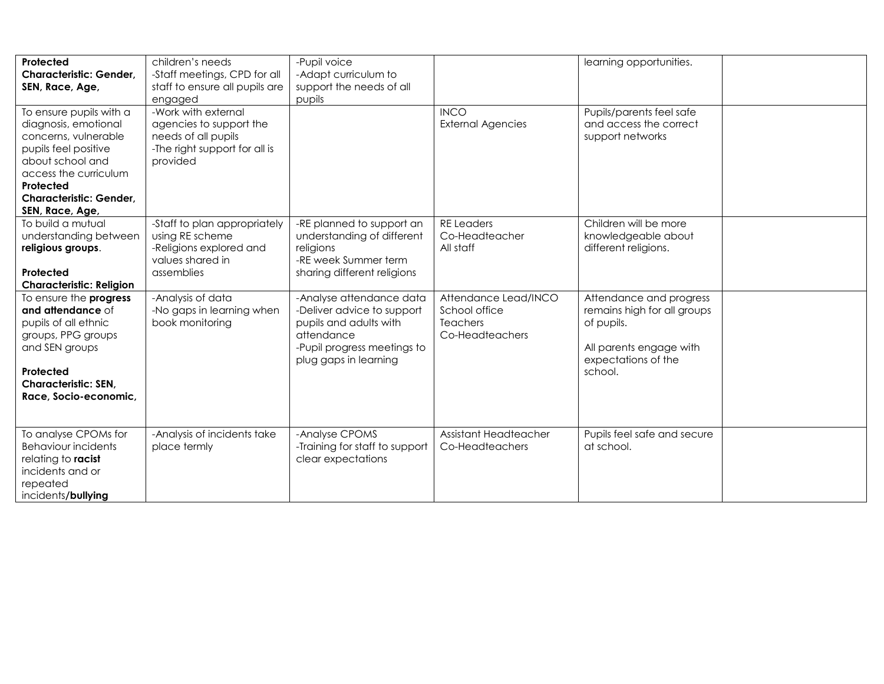| | | | | | |
|---|---|---|---|---|---|
| **Protected Characteristic: Gender, SEN, Race, Age,** | children's needs<br>-Staff meetings, CPD for all staff to ensure all pupils are engaged | -Pupil voice<br>-Adapt curriculum to support the needs of all pupils | | learning opportunities. | |
| To ensure pupils with a diagnosis, emotional concerns, vulnerable pupils feel positive about school and access the curriculum<br>**Protected Characteristic: Gender, SEN, Race, Age,** | -Work with external agencies to support the needs of all pupils<br>-The right support for all is provided | | INCO<br>External Agencies | Pupils/parents feel safe and access the correct support networks | |
| To build a mutual understanding between **religious groups**.<br><br>**Protected Characteristic: Religion** | -Staff to plan appropriately using RE scheme<br>-Religions explored and values shared in assemblies | -RE planned to support an understanding of different religions<br>-RE week Summer term sharing different religions | RE Leaders<br>Co-Headteacher<br>All staff | Children will be more knowledgeable about different religions. | |
| To ensure the **progress and attendance** of pupils of all ethnic groups, PPG groups and SEN groups<br><br>**Protected Characteristic: SEN, Race, Socio-economic,** | -Analysis of data<br>-No gaps in learning when book monitoring | -Analyse attendance data<br>-Deliver advice to support pupils and adults with attendance<br>-Pupil progress meetings to plug gaps in learning | Attendance Lead/INCO<br>School office<br>Teachers<br>Co-Headteachers | Attendance and progress remains high for all groups of pupils.<br><br>All parents engage with expectations of the school. | |
| To analyse CPOMs for Behaviour incidents relating to **racist** incidents and or repeated incidents/**bullying** | -Analysis of incidents take place termly | -Analyse CPOMS<br>-Training for staff to support clear expectations | Assistant Headteacher<br>Co-Headteachers | Pupils feel safe and secure at school. | |